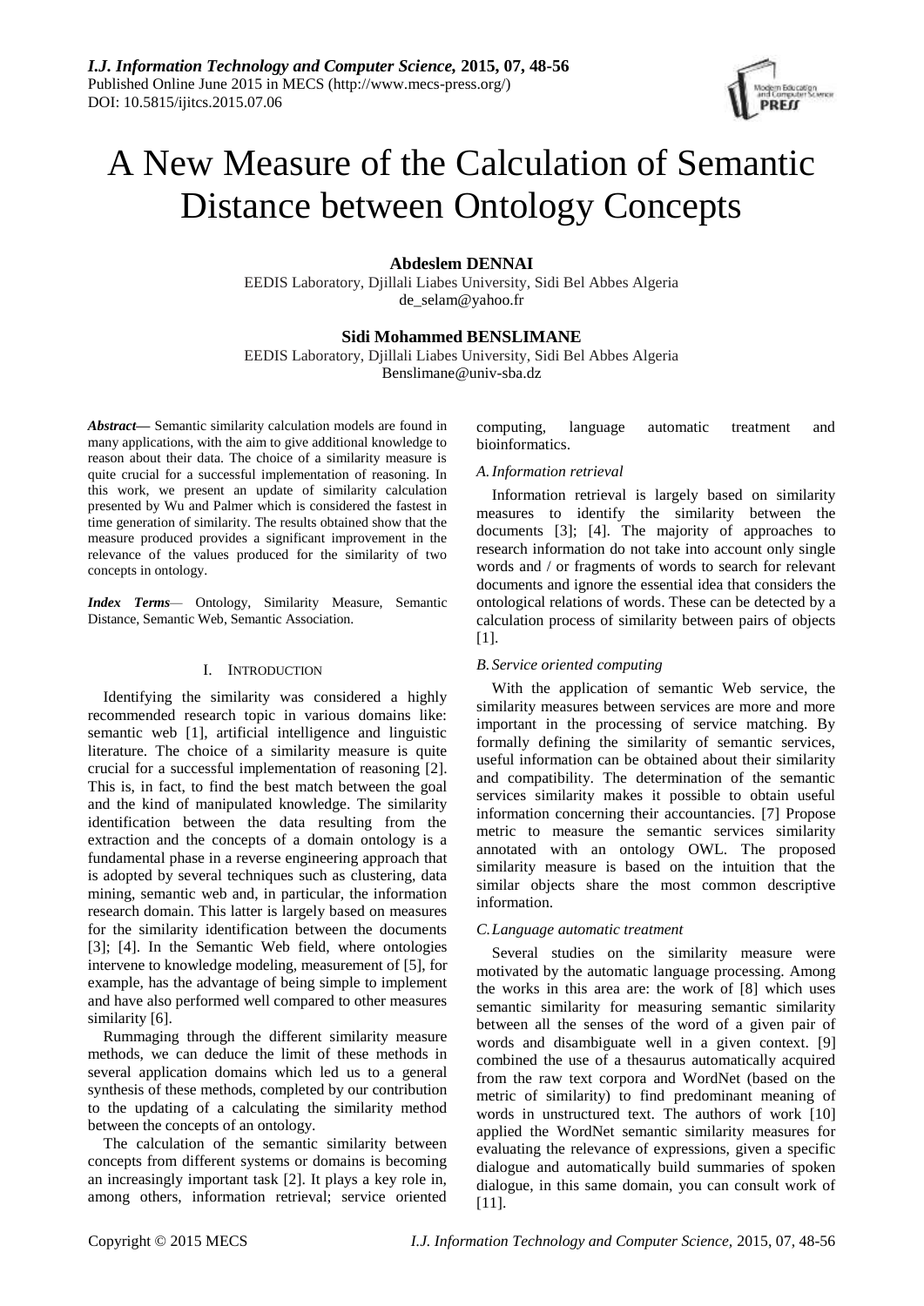# A New Measure of the Calculation of Semantic Distance between Ontology Concepts

**Abdeslem DENNAI**
EEDIS Laboratory, Djillali Liabes University, Sidi Bel Abbes Algeria
de_selam@yahoo.fr

**Sidi Mohammed BENSLIMANE**
EEDIS Laboratory, Djillali Liabes University, Sidi Bel Abbes Algeria
Benslimane@univ-sba.dz

***Abstract*—** Semantic similarity calculation models are found in many applications, with the aim to give additional knowledge to reason about their data. The choice of a similarity measure is quite crucial for a successful implementation of reasoning. In this work, we present an update of similarity calculation presented by Wu and Palmer which is considered the fastest in time generation of similarity. The results obtained show that the measure produced provides a significant improvement in the relevance of the values produced for the similarity of two concepts in ontology.

***Index Terms*—** Ontology, Similarity Measure, Semantic Distance, Semantic Web, Semantic Association.

## I. INTRODUCTION

Identifying the similarity was considered a highly recommended research topic in various domains like: semantic web [1], artificial intelligence and linguistic literature. The choice of a similarity measure is quite crucial for a successful implementation of reasoning [2]. This is, in fact, to find the best match between the goal and the kind of manipulated knowledge. The similarity identification between the data resulting from the extraction and the concepts of a domain ontology is a fundamental phase in a reverse engineering approach that is adopted by several techniques such as clustering, data mining, semantic web and, in particular, the information research domain. This latter is largely based on measures for the similarity identification between the documents [3]; [4]. In the Semantic Web field, where ontologies intervene to knowledge modeling, measurement of [5], for example, has the advantage of being simple to implement and have also performed well compared to other measures similarity [6].

Rummaging through the different similarity measure methods, we can deduce the limit of these methods in several application domains which led us to a general synthesis of these methods, completed by our contribution to the updating of a calculating the similarity method between the concepts of an ontology.

The calculation of the semantic similarity between concepts from different systems or domains is becoming an increasingly important task [2]. It plays a key role in, among others, information retrieval; service oriented computing, language automatic treatment and bioinformatics.

### *A. Information retrieval*

Information retrieval is largely based on similarity measures to identify the similarity between the documents [3]; [4]. The majority of approaches to research information do not take into account only single words and / or fragments of words to search for relevant documents and ignore the essential idea that considers the ontological relations of words. These can be detected by a calculation process of similarity between pairs of objects [1].

### *B. Service oriented computing*

With the application of semantic Web service, the similarity measures between services are more and more important in the processing of service matching. By formally defining the similarity of semantic services, useful information can be obtained about their similarity and compatibility. The determination of the semantic services similarity makes it possible to obtain useful information concerning their accountancies. [7] Propose metric to measure the semantic services similarity annotated with an ontology OWL. The proposed similarity measure is based on the intuition that the similar objects share the most common descriptive information.

### *C. Language automatic treatment*

Several studies on the similarity measure were motivated by the automatic language processing. Among the works in this area are: the work of [8] which uses semantic similarity for measuring semantic similarity between all the senses of the word of a given pair of words and disambiguate well in a given context. [9] combined the use of a thesaurus automatically acquired from the raw text corpora and WordNet (based on the metric of similarity) to find predominant meaning of words in unstructured text. The authors of work [10] applied the WordNet semantic similarity measures for evaluating the relevance of expressions, given a specific dialogue and automatically build summaries of spoken dialogue, in this same domain, you can consult work of [11].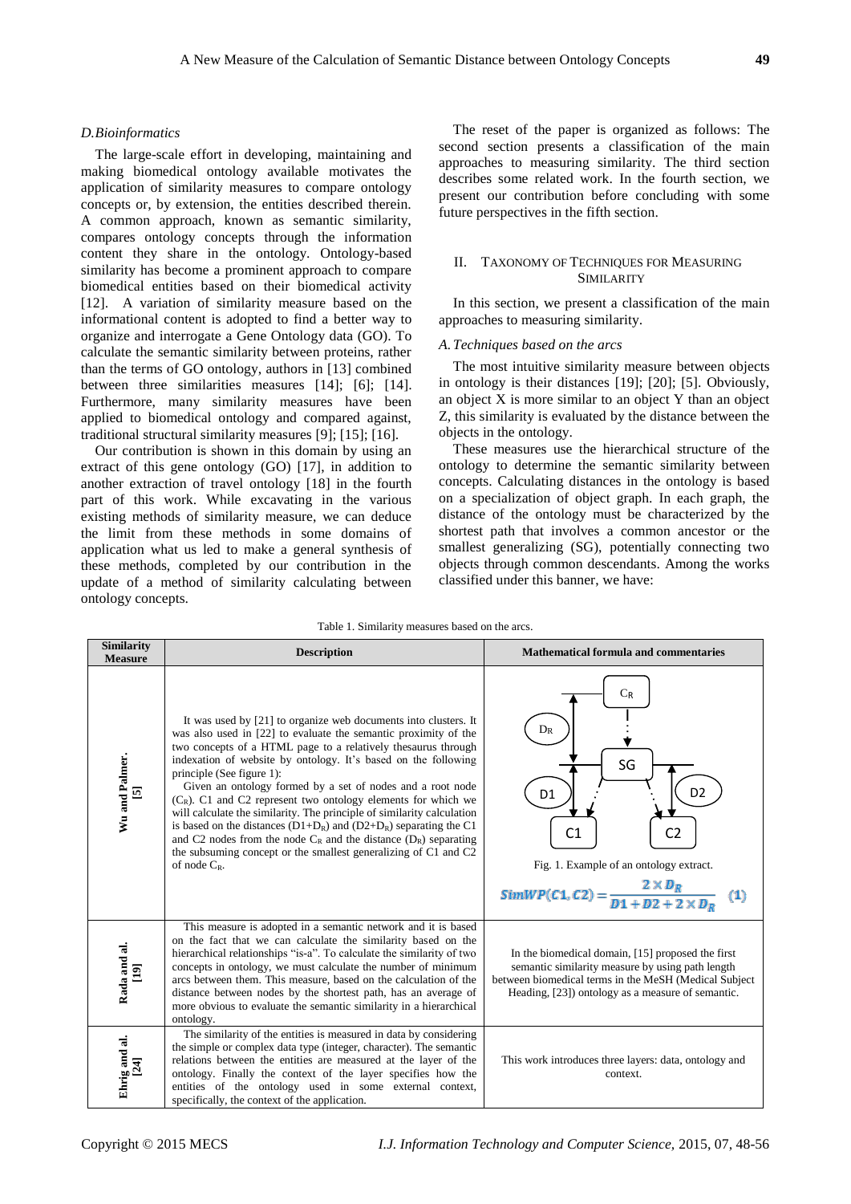### D. Bioinformatics

The large-scale effort in developing, maintaining and making biomedical ontology available motivates the application of similarity measures to compare ontology concepts or, by extension, the entities described therein. A common approach, known as semantic similarity, compares ontology concepts through the information content they share in the ontology. Ontology-based similarity has become a prominent approach to compare biomedical entities based on their biomedical activity [12]. A variation of similarity measure based on the informational content is adopted to find a better way to organize and interrogate a Gene Ontology data (GO). To calculate the semantic similarity between proteins, rather than the terms of GO ontology, authors in [13] combined between three similarities measures [14]; [6]; [14]. Furthermore, many similarity measures have been applied to biomedical ontology and compared against, traditional structural similarity measures [9]; [15]; [16].

Our contribution is shown in this domain by using an extract of this gene ontology (GO) [17], in addition to another extraction of travel ontology [18] in the fourth part of this work. While excavating in the various existing methods of similarity measure, we can deduce the limit from these methods in some domains of application what us led to make a general synthesis of these methods, completed by our contribution in the update of a method of similarity calculating between ontology concepts.

The reset of the paper is organized as follows: The second section presents a classification of the main approaches to measuring similarity. The third section describes some related work. In the fourth section, we present our contribution before concluding with some future perspectives in the fifth section.

## II. Taxonomy of Techniques for Measuring Similarity

In this section, we present a classification of the main approaches to measuring similarity.

### A. Techniques based on the arcs

The most intuitive similarity measure between objects in ontology is their distances [19]; [20]; [5]. Obviously, an object X is more similar to an object Y than an object Z, this similarity is evaluated by the distance between the objects in the ontology.

These measures use the hierarchical structure of the ontology to determine the semantic similarity between concepts. Calculating distances in the ontology is based on a specialization of object graph. In each graph, the distance of the ontology must be characterized by the shortest path that involves a common ancestor or the smallest generalizing (SG), potentially connecting two objects through common descendants. Among the works classified under this banner, we have:

Table 1. Similarity measures based on the arcs.

| Similarity Measure | Description | Mathematical formula and commentaries |
|---|---|---|
| Wu and Palmer. [5] | It was used by [21] to organize web documents into clusters. It was also used in [22] to evaluate the semantic proximity of the two concepts of a HTML page to a relatively thesaurus through indexation of website by ontology. It's based on the following principle (See figure 1): Given an ontology formed by a set of nodes and a root node ($C_R$). C1 and C2 represent two ontology elements for which we will calculate the similarity. The principle of similarity calculation is based on the distances ($D1+D_R$) and ($D2+D_R$) separating the C1 and C2 nodes from the node $C_R$ and the distance ($D_R$) separating the subsuming concept or the smallest generalizing of C1 and C2 of node $C_R$. | Fig. 1. Example of an ontology extract. $$SimWP(C1,C2)=\frac{2\times D_R}{D1+D2+2\times D_R} \quad (1)$$ |
| Rada and al. [19] | This measure is adopted in a semantic network and it is based on the fact that we can calculate the similarity based on the hierarchical relationships "is-a". To calculate the similarity of two concepts in ontology, we must calculate the number of minimum arcs between them. This measure, based on the calculation of the distance between nodes by the shortest path, has an average of more obvious to evaluate the semantic similarity in a hierarchical ontology. | In the biomedical domain, [15] proposed the first semantic similarity measure by using path length between biomedical terms in the MeSH (Medical Subject Heading, [23]) ontology as a measure of semantic. |
| Ehrig and al. [24] | The similarity of the entities is measured in data by considering the simple or complex data type (integer, character). The semantic relations between the entities are measured at the layer of the ontology. Finally the context of the layer specifies how the entities of the ontology used in some external context, specifically, the context of the application. | This work introduces three layers: data, ontology and context. |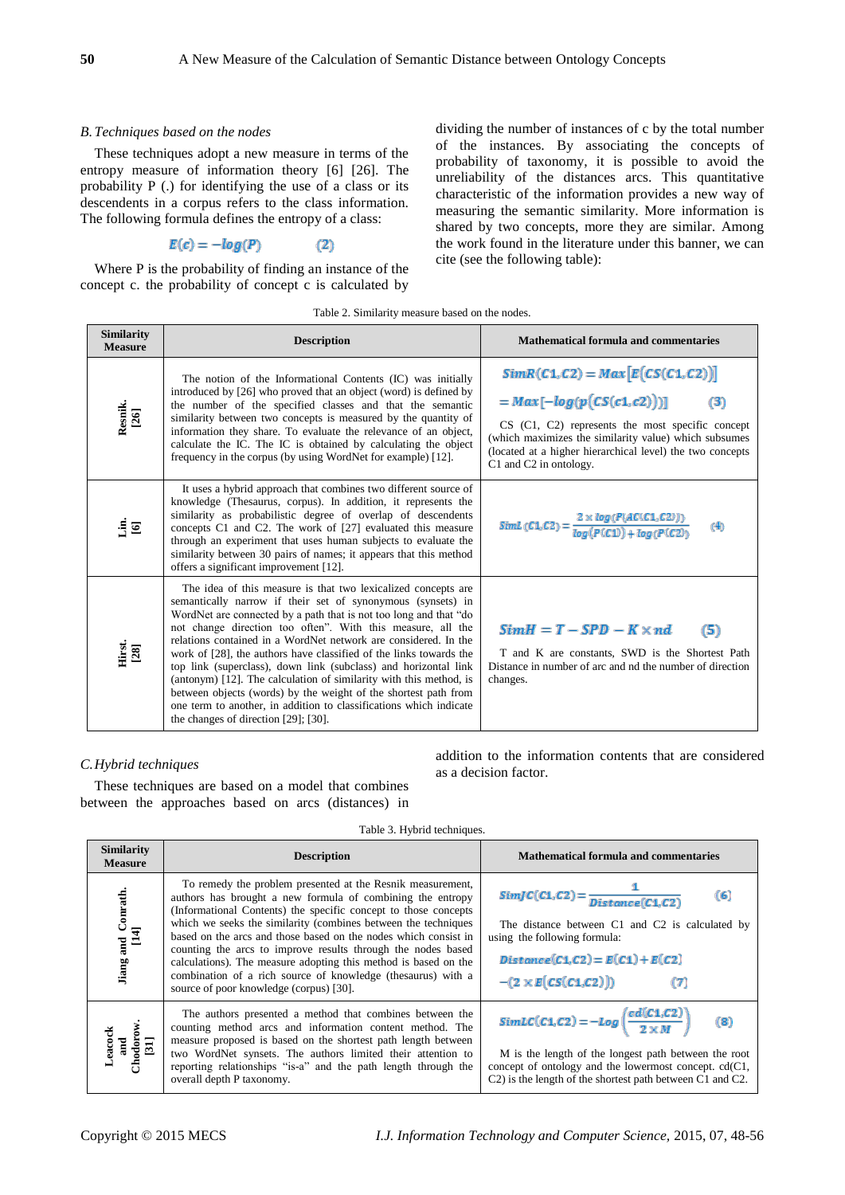### B. Techniques based on the nodes

These techniques adopt a new measure in terms of the entropy measure of information theory [6] [26]. The probability P (.) for identifying the use of a class or its descendents in a corpus refers to the class information. The following formula defines the entropy of a class:

$$E(c) = -log(P) \qquad (2)$$

Where P is the probability of finding an instance of the concept c. the probability of concept c is calculated by dividing the number of instances of c by the total number of the instances. By associating the concepts of probability of taxonomy, it is possible to avoid the unreliability of the distances arcs. This quantitative characteristic of the information provides a new way of measuring the semantic similarity. More information is shared by two concepts, more they are similar. Among the work found in the literature under this banner, we can cite (see the following table):

Table 2. Similarity measure based on the nodes.

| Similarity Measure | Description | Mathematical formula and commentaries |
|---|---|---|
| Resnik. [26] | The notion of the Informational Contents (IC) was initially introduced by [26] who proved that an object (word) is defined by the number of the specified classes and that the semantic similarity between two concepts is measured by the quantity of information they share. To evaluate the relevance of an object, calculate the IC. The IC is obtained by calculating the object frequency in the corpus (by using WordNet for example) [12]. | $SimR(C1,C2) = Max[E(CS(C1,C2))]$ $= Max[-log(p(CS(c1,c2)))] \quad (3)$ CS (C1, C2) represents the most specific concept (which maximizes the similarity value) which subsumes (located at a higher hierarchical level) the two concepts C1 and C2 in ontology. |
| Lin. [6] | It uses a hybrid approach that combines two different source of knowledge (Thesaurus, corpus). In addition, it represents the similarity as probabilistic degree of overlap of descendents concepts C1 and C2. The work of [27] evaluated this measure through an experiment that uses human subjects to evaluate the similarity between 30 pairs of names; it appears that this method offers a significant improvement [12]. | $SimL(C1,C2) = \frac{2 \times log(P(AC(C1,C2)))}{log(P(C1)) + log(P(C2))} \quad (4)$ |
| Hirst. [28] | The idea of this measure is that two lexicalized concepts are semantically narrow if their set of synonymous (synsets) in WordNet are connected by a path that is not too long and that "do not change direction too often". With this measure, all the relations contained in a WordNet network are considered. In the work of [28], the authors have classified of the links towards the top link (superclass), down link (subclass) and horizontal link (antonym) [12]. The calculation of similarity with this method, is between objects (words) by the weight of the shortest path from one term to another, in addition to classifications which indicate the changes of direction [29]; [30]. | $SimH = T - SPD - K \times nd \quad (5)$ T and K are constants, SWD is the Shortest Path Distance in number of arc and nd the number of direction changes. |

### C. Hybrid techniques

These techniques are based on a model that combines between the approaches based on arcs (distances) in addition to the information contents that are considered as a decision factor.

Table 3. Hybrid techniques.

| Similarity Measure | Description | Mathematical formula and commentaries |
|---|---|---|
| Jiang and Conrath. [14] | To remedy the problem presented at the Resnik measurement, authors has brought a new formula of combining the entropy (Informational Contents) the specific concept to those concepts which we seeks the similarity (combines between the techniques based on the arcs and those based on the nodes which consist in counting the arcs to improve results through the nodes based calculations). The measure adopting this method is based on the combination of a rich source of knowledge (thesaurus) with a source of poor knowledge (corpus) [30]. | $SimJC(C1,C2) = \frac{1}{Distance(C1,C2)} \quad (6)$ The distance between C1 and C2 is calculated by using the following formula: $Distance(C1,C2) = E(C1) + E(C2)$ $-(2 \times E(CS(C1,C2))) \quad (7)$ |
| Leacock and Chodorow. [31] | The authors presented a method that combines between the counting method arcs and information content method. The measure proposed is based on the shortest path length between two WordNet synsets. The authors limited their attention to reporting relationships "is-a" and the path length through the overall depth P taxonomy. | $SimLC(C1,C2) = -Log\left(\frac{cd(C1,C2)}{2 \times M}\right) \quad (8)$ M is the length of the longest path between the root concept of ontology and the lowermost concept. cd(C1, C2) is the length of the shortest path between C1 and C2. |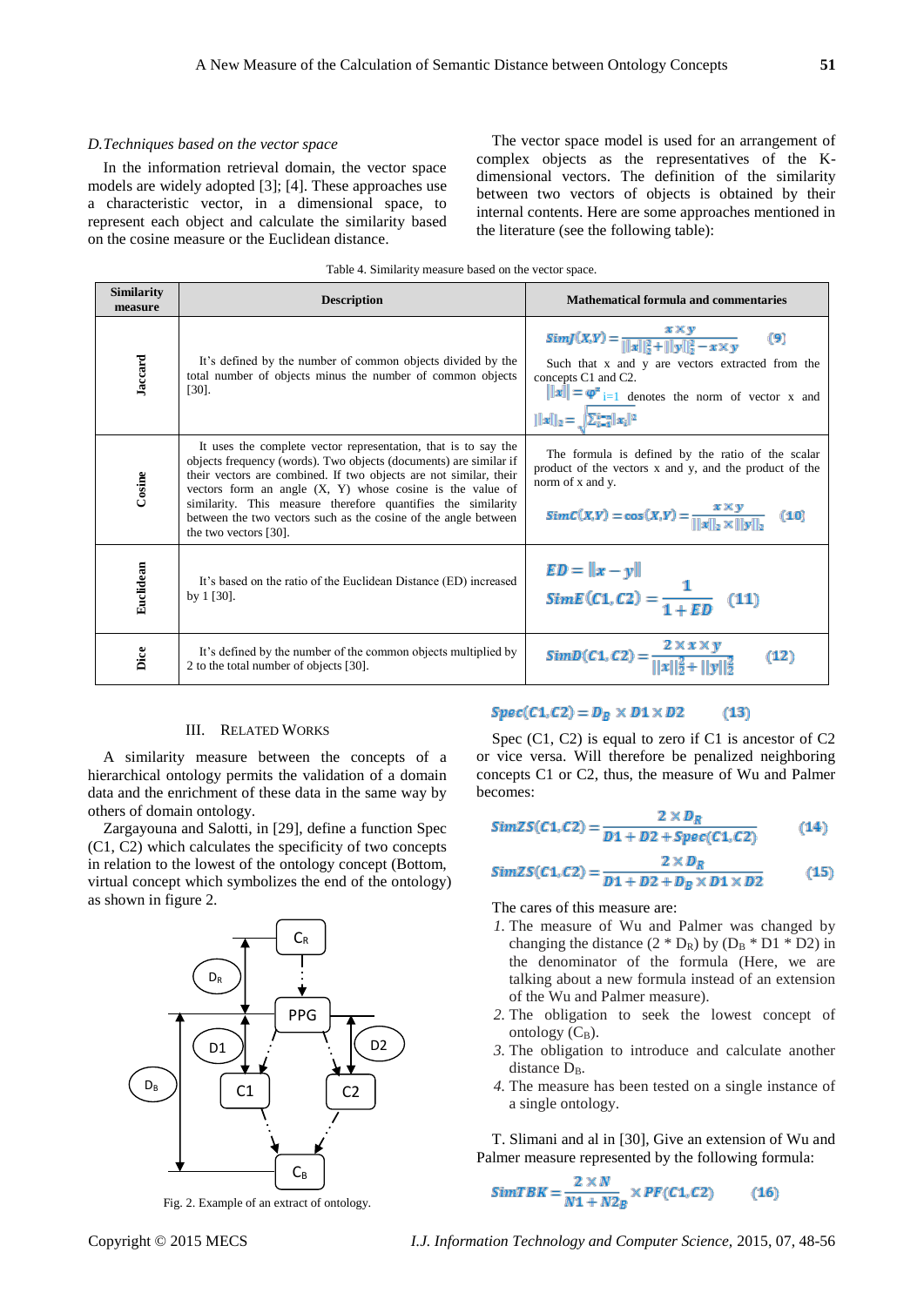*D.Techniques based on the vector space*

In the information retrieval domain, the vector space models are widely adopted [3]; [4]. These approaches use a characteristic vector, in a dimensional space, to represent each object and calculate the similarity based on the cosine measure or the Euclidean distance.

The vector space model is used for an arrangement of complex objects as the representatives of the K-dimensional vectors. The definition of the similarity between two vectors of objects is obtained by their internal contents. Here are some approaches mentioned in the literature (see the following table):

Table 4. Similarity measure based on the vector space.

| Similarity measure | Description | Mathematical formula and commentaries |
|---|---|---|
| Jaccard | It's defined by the number of common objects divided by the total number of objects minus the number of common objects [30]. | $SimJ(X,Y) = \frac{x \times y}{\lVert x \rVert_2^2 + \lVert y \rVert_2^2 - x \times y}$ (9) Such that x and y are vectors extracted from the concepts C1 and C2. $\lVert x \rVert = \varphi^{n}{}_{i=1}$ denotes the norm of vector x and $\lVert x \rVert_2 = \sqrt{\sum_{i=1}^{n} x_i^2}$ |
| Cosine | It uses the complete vector representation, that is to say the objects frequency (words). Two objects (documents) are similar if their vectors are combined. If two objects are not similar, their vectors form an angle (X, Y) whose cosine is the value of similarity. This measure therefore quantifies the similarity between the two vectors such as the cosine of the angle between the two vectors [30]. | The formula is defined by the ratio of the scalar product of the vectors x and y, and the product of the norm of x and y. $SimC(X,Y) = \cos(X,Y) = \frac{x \times y}{\lVert x \rVert_2 \times \lVert y \rVert_2}$ (10) |
| Euclidean | It's based on the ratio of the Euclidean Distance (ED) increased by 1 [30]. | $ED = \lVert x - y \rVert$ $SimE(C1,C2) = \frac{1}{1 + ED}$ (11) |
| Dice | It's defined by the number of the common objects multiplied by 2 to the total number of objects [30]. | $SimD(C1,C2) = \frac{2 \times x \times y}{\lVert x \rVert_2^2 + \lVert y \rVert_2^2}$ (12) |

## III. Related Works

A similarity measure between the concepts of a hierarchical ontology permits the validation of a domain data and the enrichment of these data in the same way by others of domain ontology.

Zargayouna and Salotti, in [29], define a function Spec (C1, C2) which calculates the specificity of two concepts in relation to the lowest of the ontology concept (Bottom, virtual concept which symbolizes the end of the ontology) as shown in figure 2.

Fig. 2. Example of an extract of ontology.

$$Spec(C1,C2) = D_B \times D1 \times D2 \qquad (13)$$

Spec (C1, C2) is equal to zero if C1 is ancestor of C2 or vice versa. Will therefore be penalized neighboring concepts C1 or C2, thus, the measure of Wu and Palmer becomes:

$$SimZS(C1,C2) = \frac{2 \times D_R}{D1 + D2 + Spec(C1,C2)} \qquad (14)$$

$$SimZS(C1,C2) = \frac{2 \times D_R}{D1 + D2 + D_B \times D1 \times D2} \qquad (15)$$

The cares of this measure are:

1. The measure of Wu and Palmer was changed by changing the distance (2 * $D_R$) by ($D_B$ * D1 * D2) in the denominator of the formula (Here, we are talking about a new formula instead of an extension of the Wu and Palmer measure).
2. The obligation to seek the lowest concept of ontology ($C_B$).
3. The obligation to introduce and calculate another distance $D_B$.
4. The measure has been tested on a single instance of a single ontology.

T. Slimani and al in [30], Give an extension of Wu and Palmer measure represented by the following formula:

$$SimTBK = \frac{2 \times N}{N1 + N2_B} \times PF(C1,C2) \qquad (16)$$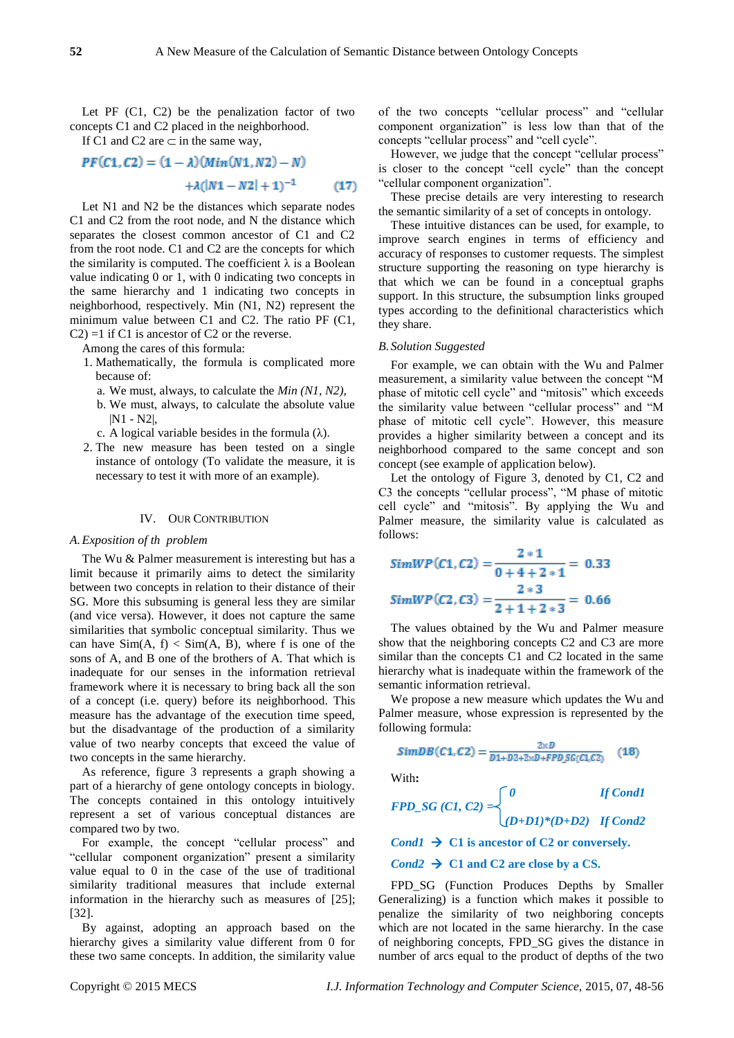Let PF (C1, C2) be the penalization factor of two concepts C1 and C2 placed in the neighborhood.

If C1 and C2 are ⊂ in the same way,

$$PF(C1, C2) = (1 - \lambda)(Min(N1, N2) - N) + \lambda(|N1 - N2| + 1)^{-1} \quad (17)$$

Let N1 and N2 be the distances which separate nodes C1 and C2 from the root node, and N the distance which separates the closest common ancestor of C1 and C2 from the root node. C1 and C2 are the concepts for which the similarity is computed. The coefficient λ is a Boolean value indicating 0 or 1, with 0 indicating two concepts in the same hierarchy and 1 indicating two concepts in neighborhood, respectively. Min (N1, N2) represent the minimum value between C1 and C2. The ratio PF (C1, C2) =1 if C1 is ancestor of C2 or the reverse.

Among the cares of this formula:

1. Mathematically, the formula is complicated more because of:
   a. We must, always, to calculate the *Min (N1, N2)*,
   b. We must, always, to calculate the absolute value |N1 - N2|,
   c. A logical variable besides in the formula (λ).
2. The new measure has been tested on a single instance of ontology (To validate the measure, it is necessary to test it with more of an example).

## IV. Our Contribution

### A. Exposition of th problem

The Wu & Palmer measurement is interesting but has a limit because it primarily aims to detect the similarity between two concepts in relation to their distance of their SG. More this subsuming is general less they are similar (and vice versa). However, it does not capture the same similarities that symbolic conceptual similarity. Thus we can have Sim(A, f) < Sim(A, B), where f is one of the sons of A, and B one of the brothers of A. That which is inadequate for our senses in the information retrieval framework where it is necessary to bring back all the son of a concept (i.e. query) before its neighborhood. This measure has the advantage of the execution time speed, but the disadvantage of the production of a similarity value of two nearby concepts that exceed the value of two concepts in the same hierarchy.

As reference, figure 3 represents a graph showing a part of a hierarchy of gene ontology concepts in biology. The concepts contained in this ontology intuitively represent a set of various conceptual distances are compared two by two.

For example, the concept "cellular process" and "cellular component organization" present a similarity value equal to 0 in the case of the use of traditional similarity traditional measures that include external information in the hierarchy such as measures of [25]; [32].

By against, adopting an approach based on the hierarchy gives a similarity value different from 0 for these two same concepts. In addition, the similarity value of the two concepts "cellular process" and "cellular component organization" is less low than that of the concepts "cellular process" and "cell cycle".

However, we judge that the concept "cellular process" is closer to the concept "cell cycle" than the concept "cellular component organization".

These precise details are very interesting to research the semantic similarity of a set of concepts in ontology.

These intuitive distances can be used, for example, to improve search engines in terms of efficiency and accuracy of responses to customer requests. The simplest structure supporting the reasoning on type hierarchy is that which we can be found in a conceptual graphs support. In this structure, the subsumption links grouped types according to the definitional characteristics which they share.

### B. Solution Suggested

For example, we can obtain with the Wu and Palmer measurement, a similarity value between the concept "M phase of mitotic cell cycle" and "mitosis" which exceeds the similarity value between "cellular process" and "M phase of mitotic cell cycle". However, this measure provides a higher similarity between a concept and its neighborhood compared to the same concept and son concept (see example of application below).

Let the ontology of Figure 3, denoted by C1, C2 and C3 the concepts "cellular process", "M phase of mitotic cell cycle" and "mitosis". By applying the Wu and Palmer measure, the similarity value is calculated as follows:

$$SimWP(C1, C2) = \frac{2 * 1}{0 + 4 + 2 * 1} = 0.33$$

$$SimWP(C2, C3) = \frac{2 * 3}{2 + 1 + 2 * 3} = 0.66$$

The values obtained by the Wu and Palmer measure show that the neighboring concepts C2 and C3 are more similar than the concepts C1 and C2 located in the same hierarchy what is inadequate within the framework of the semantic information retrieval.

We propose a new measure which updates the Wu and Palmer measure, whose expression is represented by the following formula:

$$SimDB(C1, C2) = \frac{2 \times D}{D1 + D2 + 2 \times D + FPD\_SG(C1, C2)} \quad (18)$$

With:

$$FPD\_SG(C1, C2) = \begin{cases} 0 & \text{If } Cond1 \\ (D+D1)*(D+D2) & \text{If } Cond2 \end{cases}$$

***Cond1* → C1 is ancestor of C2 or conversely.**

***Cond2* → C1 and C2 are close by a CS.**

FPD_SG (Function Produces Depths by Smaller Generalizing) is a function which makes it possible to penalize the similarity of two neighboring concepts which are not located in the same hierarchy. In the case of neighboring concepts, FPD_SG gives the distance in number of arcs equal to the product of depths of the two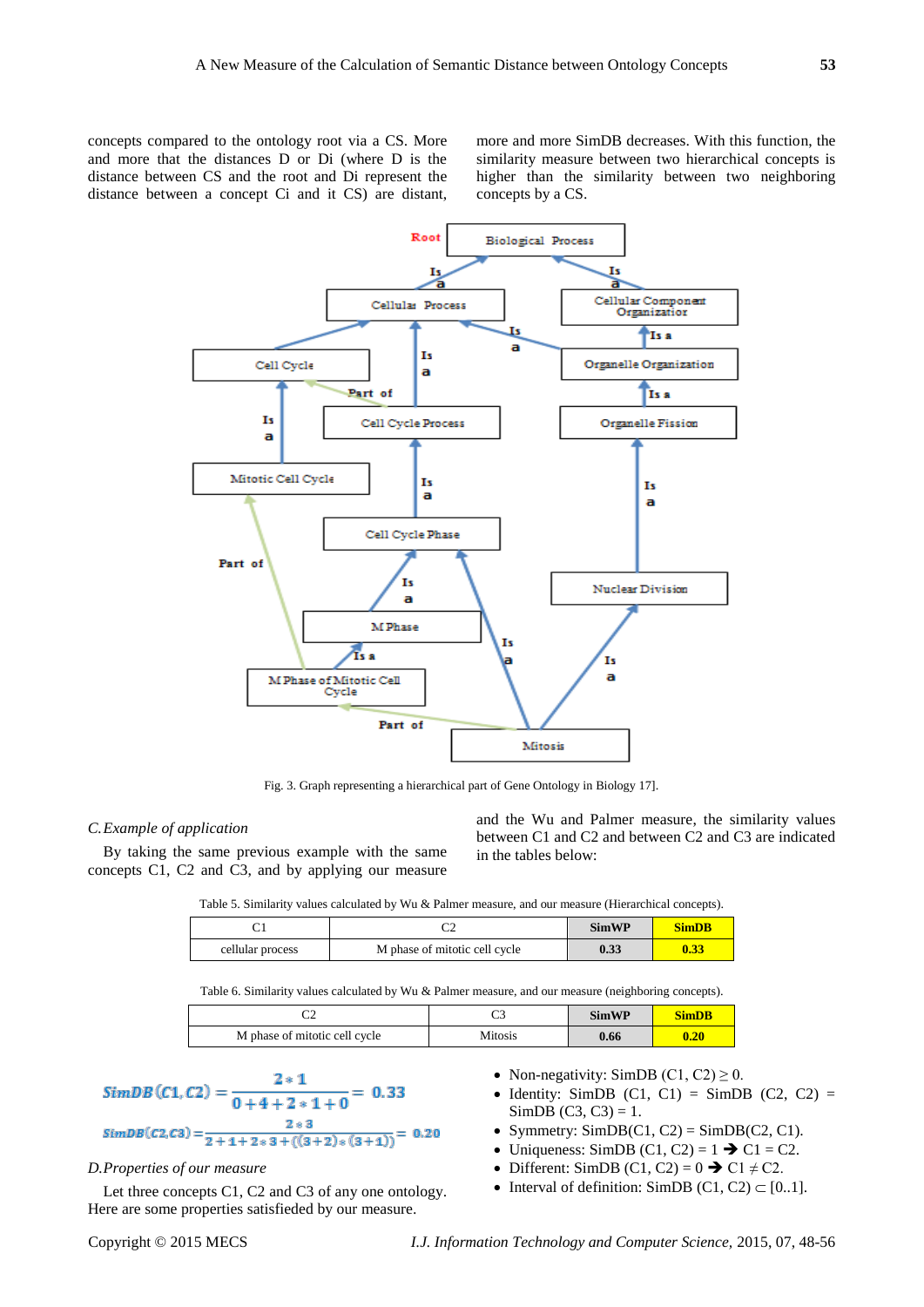concepts compared to the ontology root via a CS. More and more that the distances D or Di (where D is the distance between CS and the root and Di represent the distance between a concept Ci and it CS) are distant, more and more SimDB decreases. With this function, the similarity measure between two hierarchical concepts is higher than the similarity between two neighboring concepts by a CS.

Fig. 3. Graph representing a hierarchical part of Gene Ontology in Biology 17].

### C. Example of application

By taking the same previous example with the same concepts C1, C2 and C3, and by applying our measure and the Wu and Palmer measure, the similarity values between C1 and C2 and between C2 and C3 are indicated in the tables below:

Table 5. Similarity values calculated by Wu & Palmer measure, and our measure (Hierarchical concepts).

| C1 | C2 | SimWP | SimDB |
|---|---|---|---|
| cellular process | M phase of mitotic cell cycle | 0.33 | 0.33 |

Table 6. Similarity values calculated by Wu & Palmer measure, and our measure (neighboring concepts).

| C2 | C3 | SimWP | SimDB |
|---|---|---|---|
| M phase of mitotic cell cycle | Mitosis | 0.66 | 0.20 |

$$SimDB(C1, C2) = \frac{2*1}{0+4+2*1+0} = 0.33$$

$$SimDB(C2, C3) = \frac{2*3}{2+1+2*3+((3+2)*(3+1))} = 0.20$$

### D. Properties of our measure

Let three concepts C1, C2 and C3 of any one ontology. Here are some properties satisfieded by our measure.

- Non-negativity: SimDB (C1, C2) $\geq$ 0.
- Identity: SimDB (C1, C1) = SimDB (C2, C2) = SimDB (C3, C3) = 1.
- Symmetry: SimDB(C1, C2) = SimDB(C2, C1).
- Uniqueness: SimDB (C1, C2) = 1 $\rightarrow$ C1 = C2.
- Different: SimDB (C1, C2) = 0 $\rightarrow$ C1 $\neq$ C2.
- Interval of definition: SimDB (C1, C2) $\subset$ [0..1].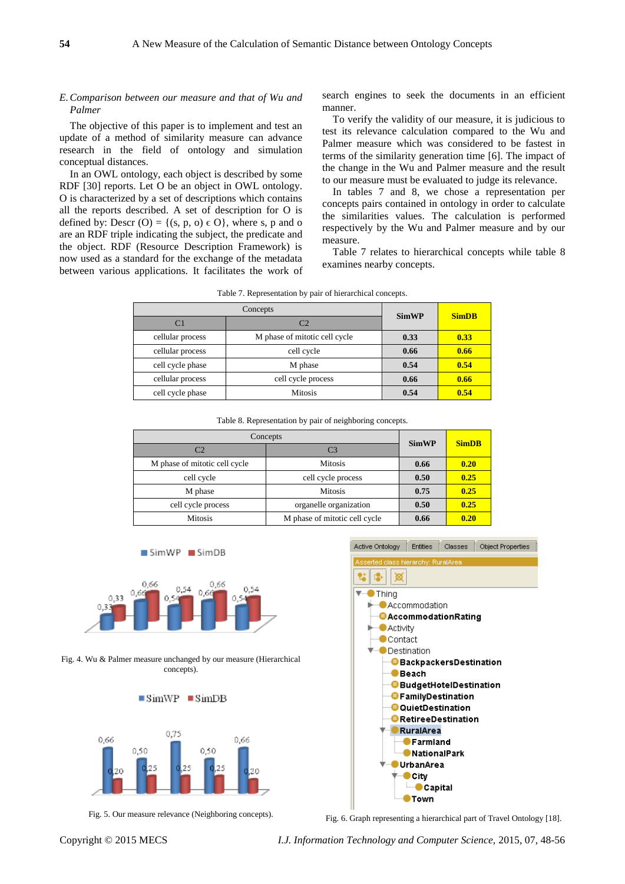### E. Comparison between our measure and that of Wu and Palmer

The objective of this paper is to implement and test an update of a method of similarity measure can advance research in the field of ontology and simulation conceptual distances.

In an OWL ontology, each object is described by some RDF [30] reports. Let O be an object in OWL ontology. O is characterized by a set of descriptions which contains all the reports described. A set of description for O is defined by: Descr (O) = {(s, p, o) ϵ O}, where s, p and o are an RDF triple indicating the subject, the predicate and the object. RDF (Resource Description Framework) is now used as a standard for the exchange of the metadata between various applications. It facilitates the work of search engines to seek the documents in an efficient manner.

To verify the validity of our measure, it is judicious to test its relevance calculation compared to the Wu and Palmer measure which was considered to be fastest in terms of the similarity generation time [6]. The impact of the change in the Wu and Palmer measure and the result to our measure must be evaluated to judge its relevance.

In tables 7 and 8, we chose a representation per concepts pairs contained in ontology in order to calculate the similarities values. The calculation is performed respectively by the Wu and Palmer measure and by our measure.

Table 7 relates to hierarchical concepts while table 8 examines nearby concepts.

Table 7. Representation by pair of hierarchical concepts.

| Concepts | | SimWP | SimDB |
|---|---|---|---|
| C1 | C2 | | |
| cellular process | M phase of mitotic cell cycle | **0.33** | **0.33** |
| cellular process | cell cycle | **0.66** | **0.66** |
| cell cycle phase | M phase | **0.54** | **0.54** |
| cellular process | cell cycle process | **0.66** | **0.66** |
| cell cycle phase | Mitosis | **0.54** | **0.54** |

Table 8. Representation by pair of neighboring concepts.

| Concepts | | SimWP | SimDB |
|---|---|---|---|
| C2 | C3 | | |
| M phase of mitotic cell cycle | Mitosis | **0.66** | **0.20** |
| cell cycle | cell cycle process | **0.50** | **0.25** |
| M phase | Mitosis | **0.75** | **0.25** |
| cell cycle process | organelle organization | **0.50** | **0.25** |
| Mitosis | M phase of mitotic cell cycle | **0.66** | **0.20** |

Fig. 4. Wu & Palmer measure unchanged by our measure (Hierarchical concepts).

Fig. 5. Our measure relevance (Neighboring concepts).

Fig. 6. Graph representing a hierarchical part of Travel Ontology [18].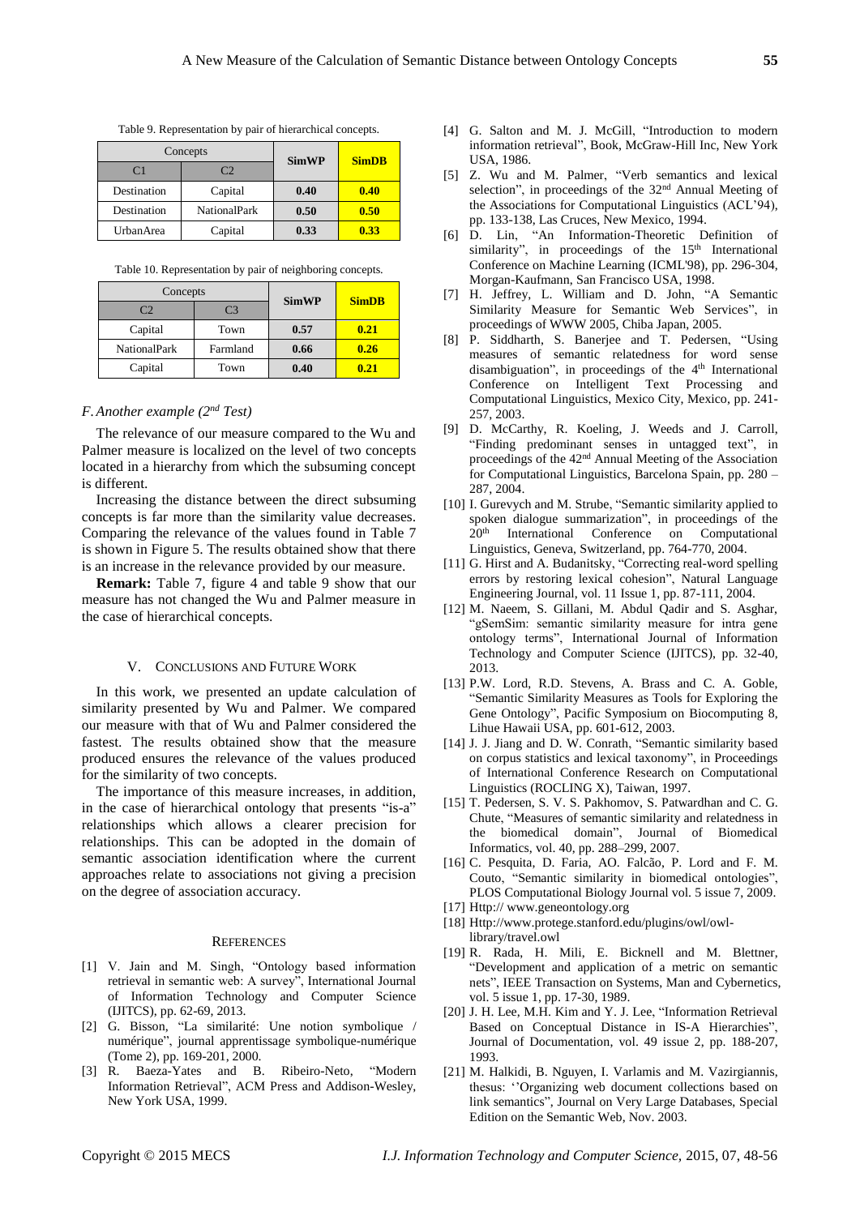Table 9. Representation by pair of hierarchical concepts.

| Concepts | | SimWP | SimDB |
|---|---|---|---|
| C1 | C2 | | |
| Destination | Capital | **0.40** | **0.40** |
| Destination | NationalPark | **0.50** | **0.50** |
| UrbanArea | Capital | **0.33** | **0.33** |

Table 10. Representation by pair of neighboring concepts.

| Concepts | | SimWP | SimDB |
|---|---|---|---|
| C2 | C3 | | |
| Capital | Town | **0.57** | **0.21** |
| NationalPark | Farmland | **0.66** | **0.26** |
| Capital | Town | **0.40** | **0.21** |

### *F. Another example (2nd Test)*

The relevance of our measure compared to the Wu and Palmer measure is localized on the level of two concepts located in a hierarchy from which the subsuming concept is different.

Increasing the distance between the direct subsuming concepts is far more than the similarity value decreases. Comparing the relevance of the values found in Table 7 is shown in Figure 5. The results obtained show that there is an increase in the relevance provided by our measure.

**Remark:** Table 7, figure 4 and table 9 show that our measure has not changed the Wu and Palmer measure in the case of hierarchical concepts.

## V. CONCLUSIONS AND FUTURE WORK

In this work, we presented an update calculation of similarity presented by Wu and Palmer. We compared our measure with that of Wu and Palmer considered the fastest. The results obtained show that the measure produced ensures the relevance of the values produced for the similarity of two concepts.

The importance of this measure increases, in addition, in the case of hierarchical ontology that presents "is-a" relationships which allows a clearer precision for relationships. This can be adopted in the domain of semantic association identification where the current approaches relate to associations not giving a precision on the degree of association accuracy.

## REFERENCES

[1] V. Jain and M. Singh, "Ontology based information retrieval in semantic web: A survey", International Journal of Information Technology and Computer Science (IJITCS), pp. 62-69, 2013.

[2] G. Bisson, "La similarité: Une notion symbolique / numérique", journal apprentissage symbolique-numérique (Tome 2), pp. 169-201, 2000.

[3] R. Baeza-Yates and B. Ribeiro-Neto, "Modern Information Retrieval", ACM Press and Addison-Wesley, New York USA, 1999.

[4] G. Salton and M. J. McGill, "Introduction to modern information retrieval", Book, McGraw-Hill Inc, New York USA, 1986.

[5] Z. Wu and M. Palmer, "Verb semantics and lexical selection", in proceedings of the 32nd Annual Meeting of the Associations for Computational Linguistics (ACL'94), pp. 133-138, Las Cruces, New Mexico, 1994.

[6] D. Lin, "An Information-Theoretic Definition of similarity", in proceedings of the 15th International Conference on Machine Learning (ICML'98), pp. 296-304, Morgan-Kaufmann, San Francisco USA, 1998.

[7] H. Jeffrey, L. William and D. John, "A Semantic Similarity Measure for Semantic Web Services", in proceedings of WWW 2005, Chiba Japan, 2005.

[8] P. Siddharth, S. Banerjee and T. Pedersen, "Using measures of semantic relatedness for word sense disambiguation", in proceedings of the 4th International Conference on Intelligent Text Processing and Computational Linguistics, Mexico City, Mexico, pp. 241-257, 2003.

[9] D. McCarthy, R. Koeling, J. Weeds and J. Carroll, "Finding predominant senses in untagged text", in proceedings of the 42nd Annual Meeting of the Association for Computational Linguistics, Barcelona Spain, pp. 280 – 287, 2004.

[10] I. Gurevych and M. Strube, "Semantic similarity applied to spoken dialogue summarization", in proceedings of the 20th International Conference on Computational Linguistics, Geneva, Switzerland, pp. 764-770, 2004.

[11] G. Hirst and A. Budanitsky, "Correcting real-word spelling errors by restoring lexical cohesion", Natural Language Engineering Journal, vol. 11 Issue 1, pp. 87-111, 2004.

[12] M. Naeem, S. Gillani, M. Abdul Qadir and S. Asghar, "gSemSim: semantic similarity measure for intra gene ontology terms", International Journal of Information Technology and Computer Science (IJITCS), pp. 32-40, 2013.

[13] P.W. Lord, R.D. Stevens, A. Brass and C. A. Goble, "Semantic Similarity Measures as Tools for Exploring the Gene Ontology", Pacific Symposium on Biocomputing 8, Lihue Hawaii USA, pp. 601-612, 2003.

[14] J. J. Jiang and D. W. Conrath, "Semantic similarity based on corpus statistics and lexical taxonomy", in Proceedings of International Conference Research on Computational Linguistics (ROCLING X), Taiwan, 1997.

[15] T. Pedersen, S. V. S. Pakhomov, S. Patwardhan and C. G. Chute, "Measures of semantic similarity and relatedness in the biomedical domain", Journal of Biomedical Informatics, vol. 40, pp. 288–299, 2007.

[16] C. Pesquita, D. Faria, AO. Falcão, P. Lord and F. M. Couto, "Semantic similarity in biomedical ontologies", PLOS Computational Biology Journal vol. 5 issue 7, 2009.

[17] Http:// www.geneontology.org

[18] Http://www.protege.stanford.edu/plugins/owl/owl-library/travel.owl

[19] R. Rada, H. Mili, E. Bicknell and M. Blettner, "Development and application of a metric on semantic nets", IEEE Transaction on Systems, Man and Cybernetics, vol. 5 issue 1, pp. 17-30, 1989.

[20] J. H. Lee, M.H. Kim and Y. J. Lee, "Information Retrieval Based on Conceptual Distance in IS-A Hierarchies", Journal of Documentation, vol. 49 issue 2, pp. 188-207, 1993.

[21] M. Halkidi, B. Nguyen, I. Varlamis and M. Vazirgiannis, thesus: ''Organizing web document collections based on link semantics", Journal on Very Large Databases, Special Edition on the Semantic Web, Nov. 2003.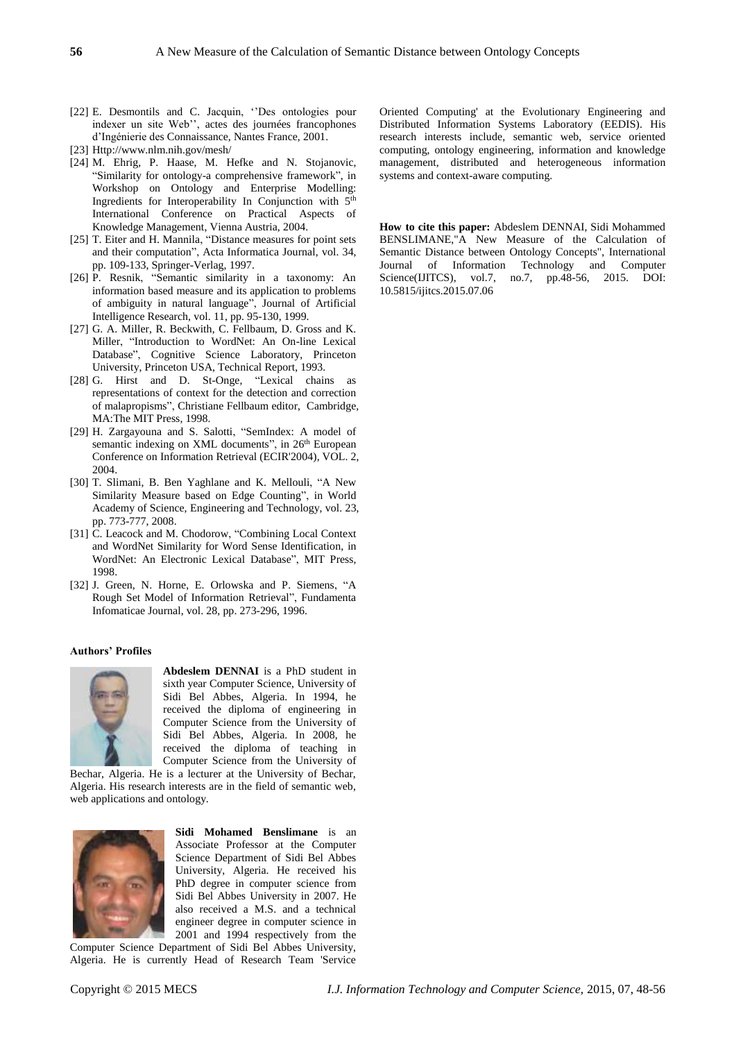[22] E. Desmontils and C. Jacquin, ''Des ontologies pour indexer un site Web'', actes des journées francophones d'Ingénierie des Connaissance, Nantes France, 2001.

[23] Http://www.nlm.nih.gov/mesh/

[24] M. Ehrig, P. Haase, M. Hefke and N. Stojanovic, "Similarity for ontology-a comprehensive framework", in Workshop on Ontology and Enterprise Modelling: Ingredients for Interoperability In Conjunction with 5th International Conference on Practical Aspects of Knowledge Management, Vienna Austria, 2004.

[25] T. Eiter and H. Mannila, "Distance measures for point sets and their computation", Acta Informatica Journal, vol. 34, pp. 109-133, Springer-Verlag, 1997.

[26] P. Resnik, "Semantic similarity in a taxonomy: An information based measure and its application to problems of ambiguity in natural language", Journal of Artificial Intelligence Research, vol. 11, pp. 95-130, 1999.

[27] G. A. Miller, R. Beckwith, C. Fellbaum, D. Gross and K. Miller, "Introduction to WordNet: An On-line Lexical Database", Cognitive Science Laboratory, Princeton University, Princeton USA, Technical Report, 1993.

[28] G. Hirst and D. St-Onge, "Lexical chains as representations of context for the detection and correction of malapropisms", Christiane Fellbaum editor, Cambridge, MA:The MIT Press, 1998.

[29] H. Zargayouna and S. Salotti, "SemIndex: A model of semantic indexing on XML documents", in 26th European Conference on Information Retrieval (ECIR'2004), VOL. 2, 2004.

[30] T. Slimani, B. Ben Yaghlane and K. Mellouli, "A New Similarity Measure based on Edge Counting", in World Academy of Science, Engineering and Technology, vol. 23, pp. 773-777, 2008.

[31] C. Leacock and M. Chodorow, "Combining Local Context and WordNet Similarity for Word Sense Identification, in WordNet: An Electronic Lexical Database", MIT Press, 1998.

[32] J. Green, N. Horne, E. Orlowska and P. Siemens, "A Rough Set Model of Information Retrieval", Fundamenta Infomaticae Journal, vol. 28, pp. 273-296, 1996.

### Authors' Profiles

**Abdeslem DENNAI** is a PhD student in sixth year Computer Science, University of Sidi Bel Abbes, Algeria. In 1994, he received the diploma of engineering in Computer Science from the University of Sidi Bel Abbes, Algeria. In 2008, he received the diploma of teaching in Computer Science from the University of Bechar, Algeria. He is a lecturer at the University of Bechar, Algeria. His research interests are in the field of semantic web, web applications and ontology.

**Sidi Mohamed Benslimane** is an Associate Professor at the Computer Science Department of Sidi Bel Abbes University, Algeria. He received his PhD degree in computer science from Sidi Bel Abbes University in 2007. He also received a M.S. and a technical engineer degree in computer science in 2001 and 1994 respectively from the Computer Science Department of Sidi Bel Abbes University, Algeria. He is currently Head of Research Team 'Service Oriented Computing' at the Evolutionary Engineering and Distributed Information Systems Laboratory (EEDIS). His research interests include, semantic web, service oriented computing, ontology engineering, information and knowledge management, distributed and heterogeneous information systems and context-aware computing.

**How to cite this paper:** Abdeslem DENNAI, Sidi Mohammed BENSLIMANE,"A New Measure of the Calculation of Semantic Distance between Ontology Concepts", International Journal of Information Technology and Computer Science(IJITCS), vol.7, no.7, pp.48-56, 2015. DOI: 10.5815/ijitcs.2015.07.06